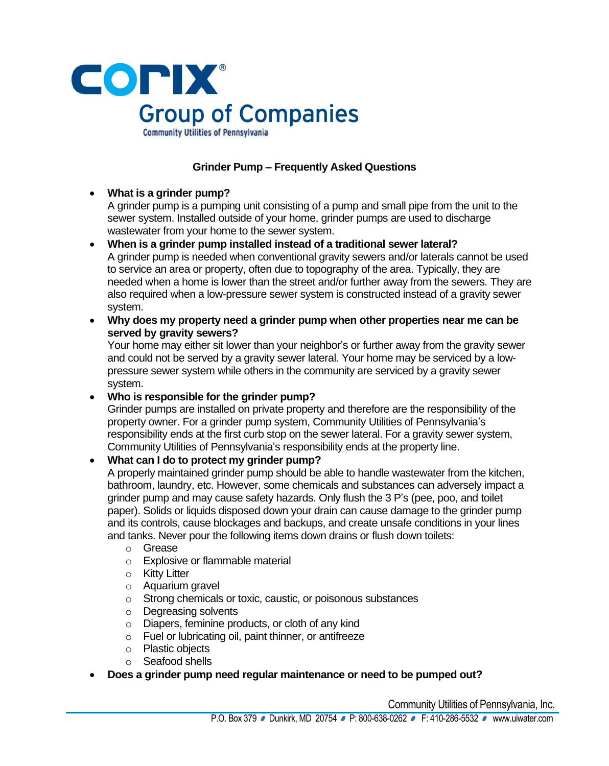**Corix Group of Companies**

Community Utilities of Pennsylvania

## Grinder Pump – Frequently Asked Questions

- **What is a grinder pump?**
  A grinder pump is a pumping unit consisting of a pump and small pipe from the unit to the sewer system. Installed outside of your home, grinder pumps are used to discharge wastewater from your home to the sewer system.
- **When is a grinder pump installed instead of a traditional sewer lateral?**
  A grinder pump is needed when conventional gravity sewers and/or laterals cannot be used to service an area or property, often due to topography of the area. Typically, they are needed when a home is lower than the street and/or further away from the sewers. They are also required when a low-pressure sewer system is constructed instead of a gravity sewer system.
- **Why does my property need a grinder pump when other properties near me can be served by gravity sewers?**
  Your home may either sit lower than your neighbor's or further away from the gravity sewer and could not be served by a gravity sewer lateral. Your home may be serviced by a low-pressure sewer system while others in the community are serviced by a gravity sewer system.
- **Who is responsible for the grinder pump?**
  Grinder pumps are installed on private property and therefore are the responsibility of the property owner. For a grinder pump system, Community Utilities of Pennsylvania's responsibility ends at the first curb stop on the sewer lateral. For a gravity sewer system, Community Utilities of Pennsylvania's responsibility ends at the property line.
- **What can I do to protect my grinder pump?**
  A properly maintained grinder pump should be able to handle wastewater from the kitchen, bathroom, laundry, etc. However, some chemicals and substances can adversely impact a grinder pump and may cause safety hazards. Only flush the 3 P's (pee, poo, and toilet paper). Solids or liquids disposed down your drain can cause damage to the grinder pump and its controls, cause blockages and backups, and create unsafe conditions in your lines and tanks. Never pour the following items down drains or flush down toilets:
  - Grease
  - Explosive or flammable material
  - Kitty Litter
  - Aquarium gravel
  - Strong chemicals or toxic, caustic, or poisonous substances
  - Degreasing solvents
  - Diapers, feminine products, or cloth of any kind
  - Fuel or lubricating oil, paint thinner, or antifreeze
  - Plastic objects
  - Seafood shells
- **Does a grinder pump need regular maintenance or need to be pumped out?**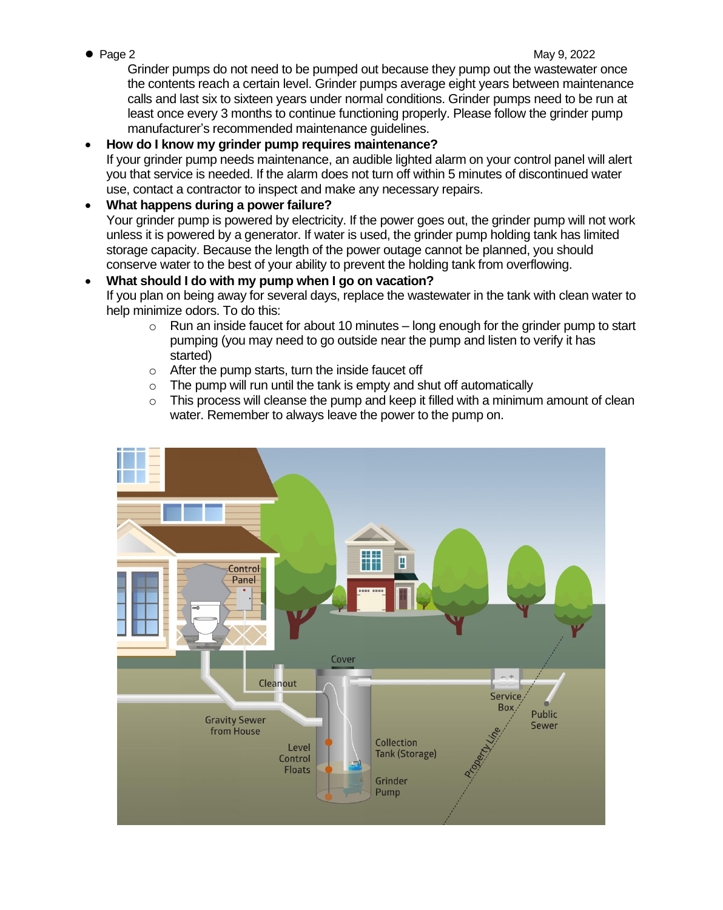Grinder pumps do not need to be pumped out because they pump out the wastewater once the contents reach a certain level. Grinder pumps average eight years between maintenance calls and last six to sixteen years under normal conditions. Grinder pumps need to be run at least once every 3 months to continue functioning properly. Please follow the grinder pump manufacturer's recommended maintenance guidelines.

- **How do I know my grinder pump requires maintenance?**
  If your grinder pump needs maintenance, an audible lighted alarm on your control panel will alert you that service is needed. If the alarm does not turn off within 5 minutes of discontinued water use, contact a contractor to inspect and make any necessary repairs.
- **What happens during a power failure?**
  Your grinder pump is powered by electricity. If the power goes out, the grinder pump will not work unless it is powered by a generator. If water is used, the grinder pump holding tank has limited storage capacity. Because the length of the power outage cannot be planned, you should conserve water to the best of your ability to prevent the holding tank from overflowing.
- **What should I do with my pump when I go on vacation?**
  If you plan on being away for several days, replace the wastewater in the tank with clean water to help minimize odors. To do this:
  - Run an inside faucet for about 10 minutes – long enough for the grinder pump to start pumping (you may need to go outside near the pump and listen to verify it has started)
  - After the pump starts, turn the inside faucet off
  - The pump will run until the tank is empty and shut off automatically
  - This process will cleanse the pump and keep it filled with a minimum amount of clean water. Remember to always leave the power to the pump on.